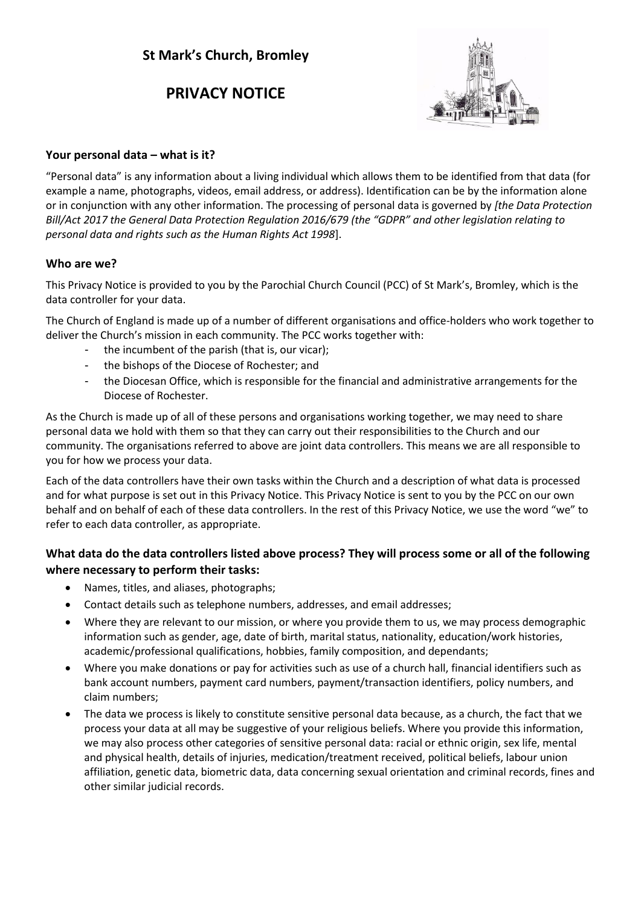# St Mark's Church, Bromley

# PRIVACY NOTICE

## Your personal data – what is it?

"Personal data" is any information about a living individual which allows them to be identified from that data (for example a name, photographs, videos, email address, or address). Identification can be by the information alone or in conjunction with any other information. The processing of personal data is governed by *[the Data Protection Bill/Act 2017 the General Data Protection Regulation 2016/679 (the "GDPR" and other legislation relating to personal data and rights such as the Human Rights Act 1998*].

## Who are we?

This Privacy Notice is provided to you by the Parochial Church Council (PCC) of St Mark's, Bromley, which is the data controller for your data.

The Church of England is made up of a number of different organisations and office-holders who work together to deliver the Church's mission in each community. The PCC works together with:

- the incumbent of the parish (that is, our vicar);
- the bishops of the Diocese of Rochester; and
- the Diocesan Office, which is responsible for the financial and administrative arrangements for the Diocese of Rochester.

As the Church is made up of all of these persons and organisations working together, we may need to share personal data we hold with them so that they can carry out their responsibilities to the Church and our community. The organisations referred to above are joint data controllers. This means we are all responsible to you for how we process your data.

Each of the data controllers have their own tasks within the Church and a description of what data is processed and for what purpose is set out in this Privacy Notice. This Privacy Notice is sent to you by the PCC on our own behalf and on behalf of each of these data controllers. In the rest of this Privacy Notice, we use the word "we" to refer to each data controller, as appropriate.

## What data do the data controllers listed above process? They will process some or all of the following where necessary to perform their tasks:

- Names, titles, and aliases, photographs;
- Contact details such as telephone numbers, addresses, and email addresses;
- Where they are relevant to our mission, or where you provide them to us, we may process demographic information such as gender, age, date of birth, marital status, nationality, education/work histories, academic/professional qualifications, hobbies, family composition, and dependants;
- Where you make donations or pay for activities such as use of a church hall, financial identifiers such as bank account numbers, payment card numbers, payment/transaction identifiers, policy numbers, and claim numbers;
- The data we process is likely to constitute sensitive personal data because, as a church, the fact that we process your data at all may be suggestive of your religious beliefs. Where you provide this information, we may also process other categories of sensitive personal data: racial or ethnic origin, sex life, mental and physical health, details of injuries, medication/treatment received, political beliefs, labour union affiliation, genetic data, biometric data, data concerning sexual orientation and criminal records, fines and other similar judicial records.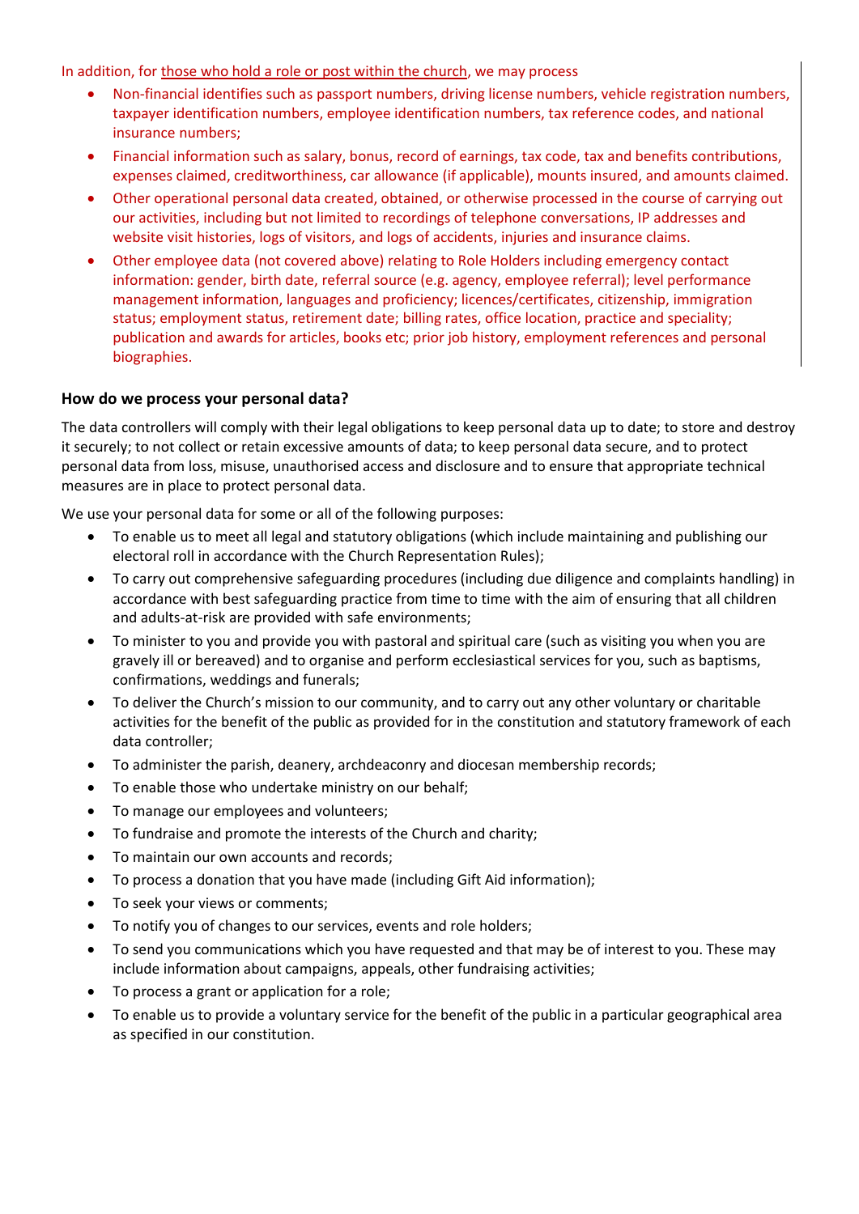In addition, for those who hold a role or post within the church, we may process

- Non-financial identifies such as passport numbers, driving license numbers, vehicle registration numbers, taxpayer identification numbers, employee identification numbers, tax reference codes, and national insurance numbers;
- Financial information such as salary, bonus, record of earnings, tax code, tax and benefits contributions, expenses claimed, creditworthiness, car allowance (if applicable), mounts insured, and amounts claimed.
- Other operational personal data created, obtained, or otherwise processed in the course of carrying out our activities, including but not limited to recordings of telephone conversations, IP addresses and website visit histories, logs of visitors, and logs of accidents, injuries and insurance claims.
- Other employee data (not covered above) relating to Role Holders including emergency contact information: gender, birth date, referral source (e.g. agency, employee referral); level performance management information, languages and proficiency; licences/certificates, citizenship, immigration status; employment status, retirement date; billing rates, office location, practice and speciality; publication and awards for articles, books etc; prior job history, employment references and personal biographies.

### How do we process your personal data?

The data controllers will comply with their legal obligations to keep personal data up to date; to store and destroy it securely; to not collect or retain excessive amounts of data; to keep personal data secure, and to protect personal data from loss, misuse, unauthorised access and disclosure and to ensure that appropriate technical measures are in place to protect personal data.

We use your personal data for some or all of the following purposes:

- To enable us to meet all legal and statutory obligations (which include maintaining and publishing our electoral roll in accordance with the Church Representation Rules);
- To carry out comprehensive safeguarding procedures (including due diligence and complaints handling) in accordance with best safeguarding practice from time to time with the aim of ensuring that all children and adults-at-risk are provided with safe environments;
- To minister to you and provide you with pastoral and spiritual care (such as visiting you when you are gravely ill or bereaved) and to organise and perform ecclesiastical services for you, such as baptisms, confirmations, weddings and funerals;
- To deliver the Church's mission to our community, and to carry out any other voluntary or charitable activities for the benefit of the public as provided for in the constitution and statutory framework of each data controller;
- To administer the parish, deanery, archdeaconry and diocesan membership records;
- To enable those who undertake ministry on our behalf;
- To manage our employees and volunteers;
- To fundraise and promote the interests of the Church and charity;
- To maintain our own accounts and records;
- To process a donation that you have made (including Gift Aid information);
- To seek your views or comments;
- To notify you of changes to our services, events and role holders;
- To send you communications which you have requested and that may be of interest to you. These may include information about campaigns, appeals, other fundraising activities;
- To process a grant or application for a role;
- To enable us to provide a voluntary service for the benefit of the public in a particular geographical area as specified in our constitution.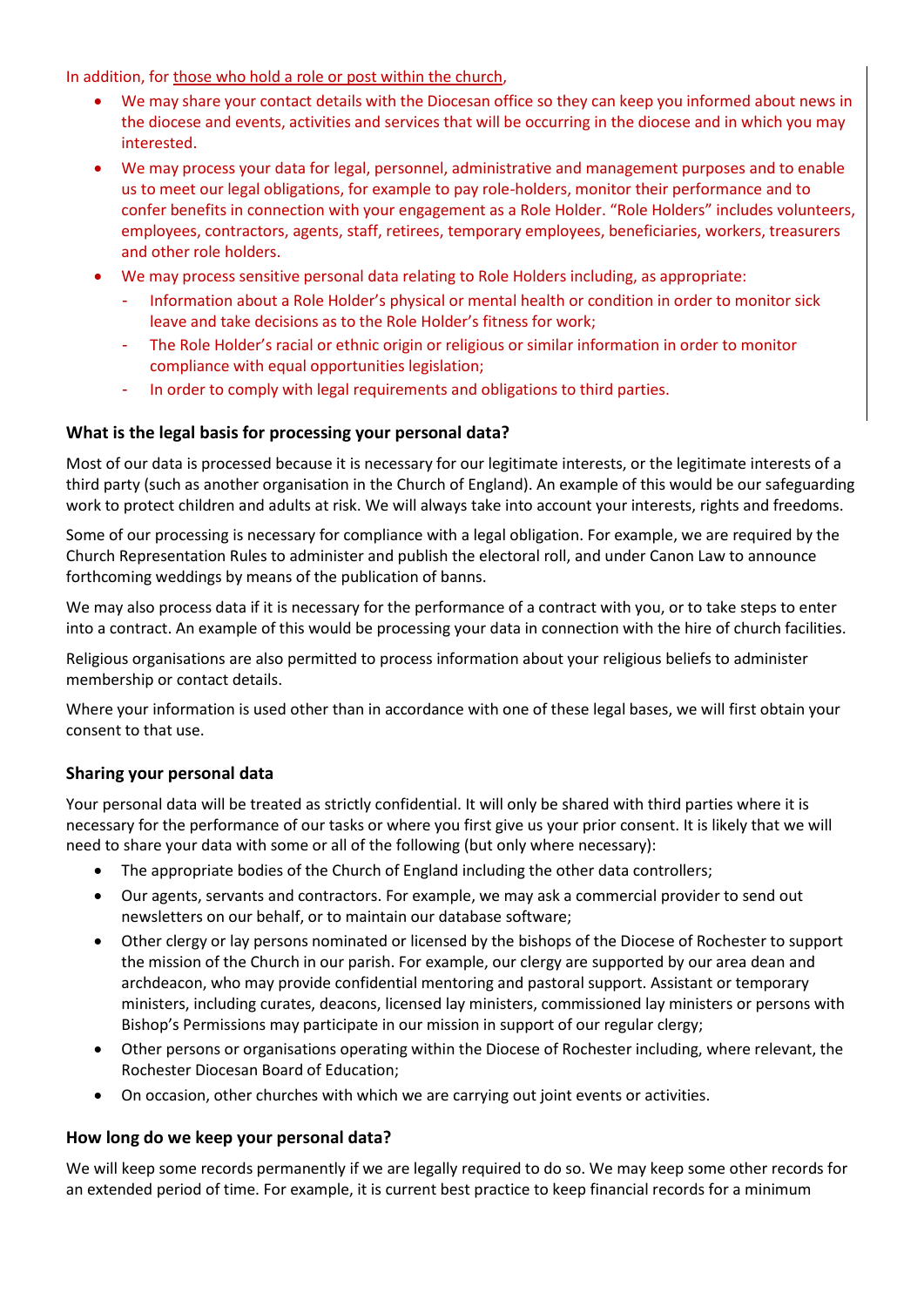In addition, for <u>those who hold a role or post within the church</u>,

- We may share your contact details with the Diocesan office so they can keep you informed about news in the diocese and events, activities and services that will be occurring in the diocese and in which you may interested.
- We may process your data for legal, personnel, administrative and management purposes and to enable us to meet our legal obligations, for example to pay role-holders, monitor their performance and to confer benefits in connection with your engagement as a Role Holder. "Role Holders" includes volunteers, employees, contractors, agents, staff, retirees, temporary employees, beneficiaries, workers, treasurers and other role holders.
- We may process sensitive personal data relating to Role Holders including, as appropriate:
  - Information about a Role Holder's physical or mental health or condition in order to monitor sick leave and take decisions as to the Role Holder's fitness for work;
  - The Role Holder's racial or ethnic origin or religious or similar information in order to monitor compliance with equal opportunities legislation;
  - In order to comply with legal requirements and obligations to third parties.

### What is the legal basis for processing your personal data?

Most of our data is processed because it is necessary for our legitimate interests, or the legitimate interests of a third party (such as another organisation in the Church of England). An example of this would be our safeguarding work to protect children and adults at risk. We will always take into account your interests, rights and freedoms.

Some of our processing is necessary for compliance with a legal obligation. For example, we are required by the Church Representation Rules to administer and publish the electoral roll, and under Canon Law to announce forthcoming weddings by means of the publication of banns.

We may also process data if it is necessary for the performance of a contract with you, or to take steps to enter into a contract. An example of this would be processing your data in connection with the hire of church facilities.

Religious organisations are also permitted to process information about your religious beliefs to administer membership or contact details.

Where your information is used other than in accordance with one of these legal bases, we will first obtain your consent to that use.

### Sharing your personal data

Your personal data will be treated as strictly confidential. It will only be shared with third parties where it is necessary for the performance of our tasks or where you first give us your prior consent. It is likely that we will need to share your data with some or all of the following (but only where necessary):

- The appropriate bodies of the Church of England including the other data controllers;
- Our agents, servants and contractors. For example, we may ask a commercial provider to send out newsletters on our behalf, or to maintain our database software;
- Other clergy or lay persons nominated or licensed by the bishops of the Diocese of Rochester to support the mission of the Church in our parish. For example, our clergy are supported by our area dean and archdeacon, who may provide confidential mentoring and pastoral support. Assistant or temporary ministers, including curates, deacons, licensed lay ministers, commissioned lay ministers or persons with Bishop's Permissions may participate in our mission in support of our regular clergy;
- Other persons or organisations operating within the Diocese of Rochester including, where relevant, the Rochester Diocesan Board of Education;
- On occasion, other churches with which we are carrying out joint events or activities.

### How long do we keep your personal data?

We will keep some records permanently if we are legally required to do so. We may keep some other records for an extended period of time. For example, it is current best practice to keep financial records for a minimum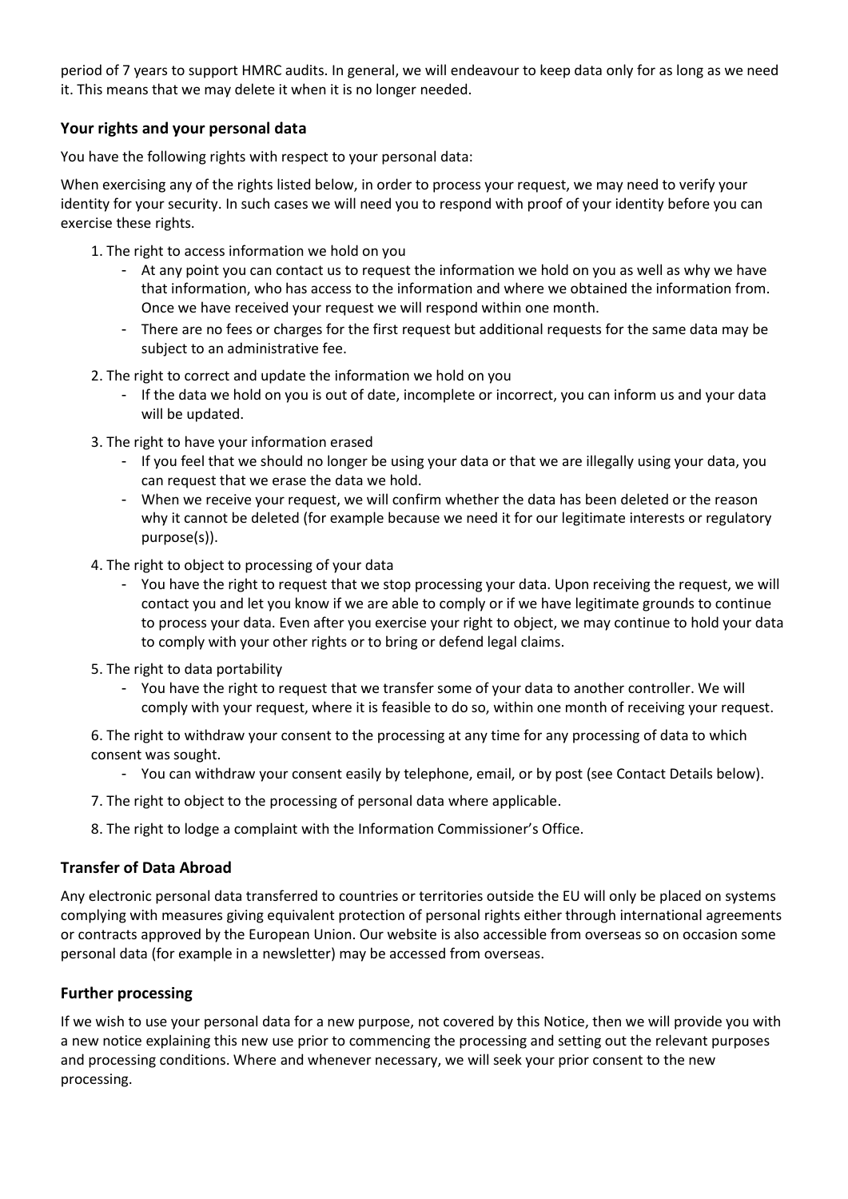period of 7 years to support HMRC audits. In general, we will endeavour to keep data only for as long as we need it. This means that we may delete it when it is no longer needed.

### Your rights and your personal data

You have the following rights with respect to your personal data:

When exercising any of the rights listed below, in order to process your request, we may need to verify your identity for your security. In such cases we will need you to respond with proof of your identity before you can exercise these rights.

1. The right to access information we hold on you
   - At any point you can contact us to request the information we hold on you as well as why we have that information, who has access to the information and where we obtained the information from. Once we have received your request we will respond within one month.
   - There are no fees or charges for the first request but additional requests for the same data may be subject to an administrative fee.
2. The right to correct and update the information we hold on you
   - If the data we hold on you is out of date, incomplete or incorrect, you can inform us and your data will be updated.
3. The right to have your information erased
   - If you feel that we should no longer be using your data or that we are illegally using your data, you can request that we erase the data we hold.
   - When we receive your request, we will confirm whether the data has been deleted or the reason why it cannot be deleted (for example because we need it for our legitimate interests or regulatory purpose(s)).
4. The right to object to processing of your data
   - You have the right to request that we stop processing your data. Upon receiving the request, we will contact you and let you know if we are able to comply or if we have legitimate grounds to continue to process your data. Even after you exercise your right to object, we may continue to hold your data to comply with your other rights or to bring or defend legal claims.
5. The right to data portability
   - You have the right to request that we transfer some of your data to another controller. We will comply with your request, where it is feasible to do so, within one month of receiving your request.
6. The right to withdraw your consent to the processing at any time for any processing of data to which consent was sought.
   - You can withdraw your consent easily by telephone, email, or by post (see Contact Details below).
7. The right to object to the processing of personal data where applicable.
8. The right to lodge a complaint with the Information Commissioner's Office.

### Transfer of Data Abroad

Any electronic personal data transferred to countries or territories outside the EU will only be placed on systems complying with measures giving equivalent protection of personal rights either through international agreements or contracts approved by the European Union. Our website is also accessible from overseas so on occasion some personal data (for example in a newsletter) may be accessed from overseas.

### Further processing

If we wish to use your personal data for a new purpose, not covered by this Notice, then we will provide you with a new notice explaining this new use prior to commencing the processing and setting out the relevant purposes and processing conditions. Where and whenever necessary, we will seek your prior consent to the new processing.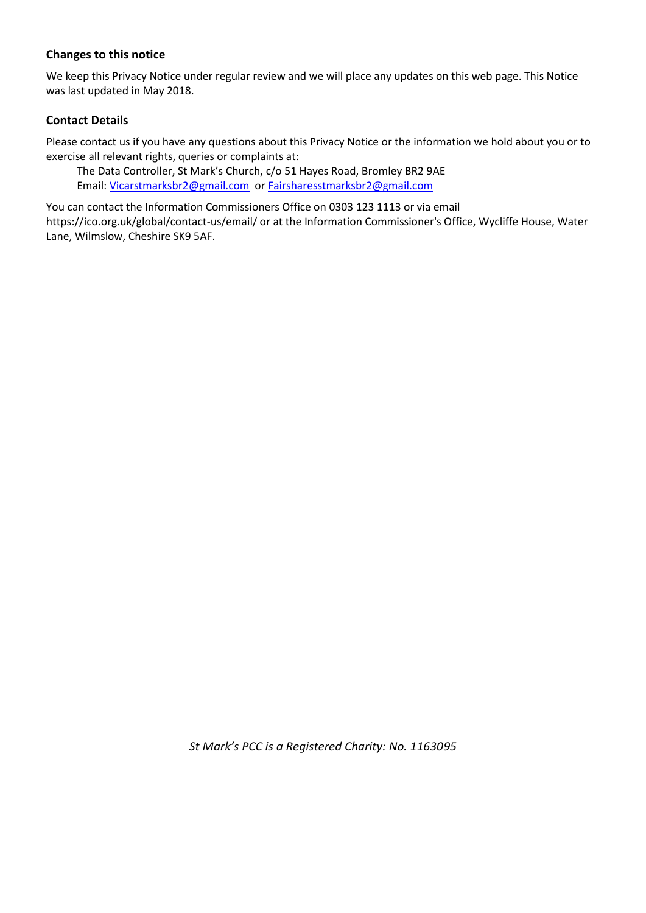### Changes to this notice

We keep this Privacy Notice under regular review and we will place any updates on this web page. This Notice was last updated in May 2018.

### Contact Details

Please contact us if you have any questions about this Privacy Notice or the information we hold about you or to exercise all relevant rights, queries or complaints at:

The Data Controller, St Mark's Church, c/o 51 Hayes Road, Bromley BR2 9AE
Email: Vicarstmarksbr2@gmail.com or Fairsharesstmarksbr2@gmail.com

You can contact the Information Commissioners Office on 0303 123 1113 or via email https://ico.org.uk/global/contact-us/email/ or at the Information Commissioner's Office, Wycliffe House, Water Lane, Wilmslow, Cheshire SK9 5AF.

*St Mark's PCC is a Registered Charity: No. 1163095*